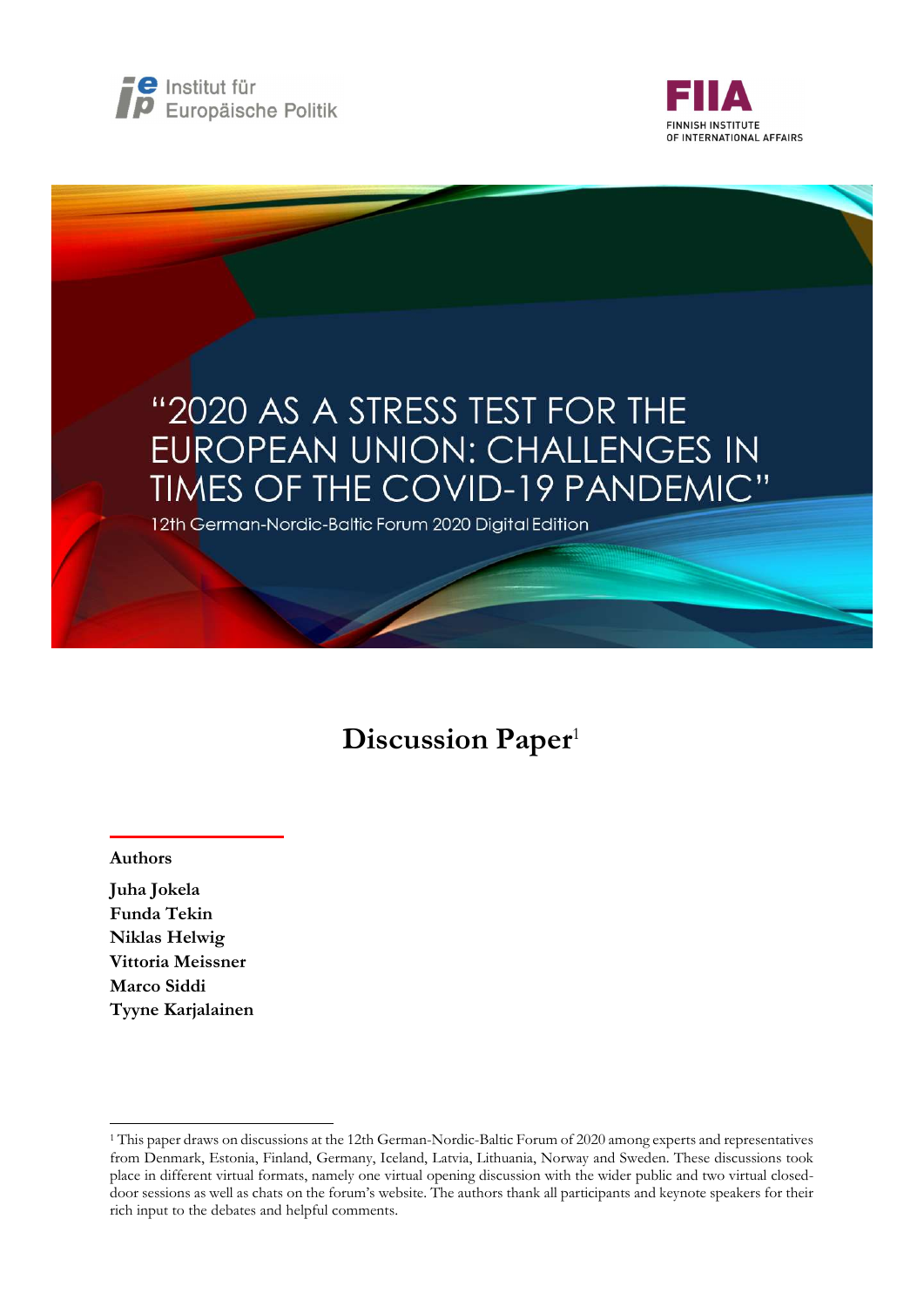Institut für Europäische Politik

FIIA FINNISH INSTITUTE OF INTERNATIONAL AFFAIRS

# "2020 AS A STRESS TEST FOR THE EUROPEAN UNION: CHALLENGES IN TIMES OF THE COVID-19 PANDEMIC"

12th German-Nordic-Baltic Forum 2020 Digital Edition

## Discussion Paper[1]

**Authors**

**Juha Jokela**
**Funda Tekin**
**Niklas Helwig**
**Vittoria Meissner**
**Marco Siddi**
**Tyyne Karjalainen**

[1] This paper draws on discussions at the 12th German-Nordic-Baltic Forum of 2020 among experts and representatives from Denmark, Estonia, Finland, Germany, Iceland, Latvia, Lithuania, Norway and Sweden. These discussions took place in different virtual formats, namely one virtual opening discussion with the wider public and two virtual closed-door sessions as well as chats on the forum's website. The authors thank all participants and keynote speakers for their rich input to the debates and helpful comments.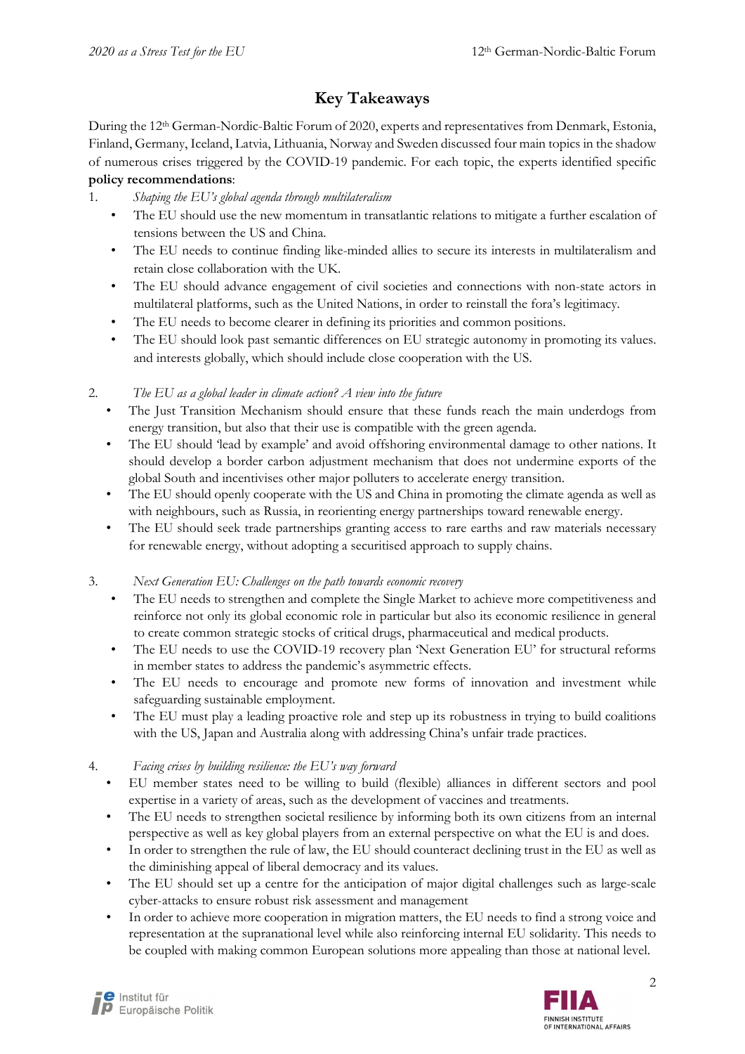# Key Takeaways

During the 12th German-Nordic-Baltic Forum of 2020, experts and representatives from Denmark, Estonia, Finland, Germany, Iceland, Latvia, Lithuania, Norway and Sweden discussed four main topics in the shadow of numerous crises triggered by the COVID-19 pandemic. For each topic, the experts identified specific **policy recommendations**:

1. *Shaping the EU's global agenda through multilateralism*
   - The EU should use the new momentum in transatlantic relations to mitigate a further escalation of tensions between the US and China.
   - The EU needs to continue finding like-minded allies to secure its interests in multilateralism and retain close collaboration with the UK.
   - The EU should advance engagement of civil societies and connections with non-state actors in multilateral platforms, such as the United Nations, in order to reinstall the fora's legitimacy.
   - The EU needs to become clearer in defining its priorities and common positions.
   - The EU should look past semantic differences on EU strategic autonomy in promoting its values. and interests globally, which should include close cooperation with the US.

2. *The EU as a global leader in climate action? A view into the future*
   - The Just Transition Mechanism should ensure that these funds reach the main underdogs from energy transition, but also that their use is compatible with the green agenda.
   - The EU should 'lead by example' and avoid offshoring environmental damage to other nations. It should develop a border carbon adjustment mechanism that does not undermine exports of the global South and incentivises other major polluters to accelerate energy transition.
   - The EU should openly cooperate with the US and China in promoting the climate agenda as well as with neighbours, such as Russia, in reorienting energy partnerships toward renewable energy.
   - The EU should seek trade partnerships granting access to rare earths and raw materials necessary for renewable energy, without adopting a securitised approach to supply chains.

3. *Next Generation EU: Challenges on the path towards economic recovery*
   - The EU needs to strengthen and complete the Single Market to achieve more competitiveness and reinforce not only its global economic role in particular but also its economic resilience in general to create common strategic stocks of critical drugs, pharmaceutical and medical products.
   - The EU needs to use the COVID-19 recovery plan 'Next Generation EU' for structural reforms in member states to address the pandemic's asymmetric effects.
   - The EU needs to encourage and promote new forms of innovation and investment while safeguarding sustainable employment.
   - The EU must play a leading proactive role and step up its robustness in trying to build coalitions with the US, Japan and Australia along with addressing China's unfair trade practices.

4. *Facing crises by building resilience: the EU's way forward*
   - EU member states need to be willing to build (flexible) alliances in different sectors and pool expertise in a variety of areas, such as the development of vaccines and treatments.
   - The EU needs to strengthen societal resilience by informing both its own citizens from an internal perspective as well as key global players from an external perspective on what the EU is and does.
   - In order to strengthen the rule of law, the EU should counteract declining trust in the EU as well as the diminishing appeal of liberal democracy and its values.
   - The EU should set up a centre for the anticipation of major digital challenges such as large-scale cyber-attacks to ensure robust risk assessment and management
   - In order to achieve more cooperation in migration matters, the EU needs to find a strong voice and representation at the supranational level while also reinforcing internal EU solidarity. This needs to be coupled with making common European solutions more appealing than those at national level.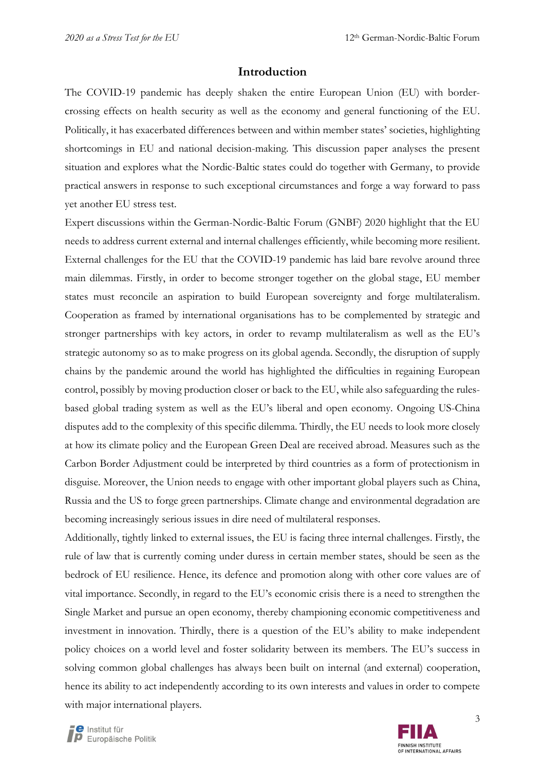## Introduction

The COVID-19 pandemic has deeply shaken the entire European Union (EU) with border-crossing effects on health security as well as the economy and general functioning of the EU. Politically, it has exacerbated differences between and within member states' societies, highlighting shortcomings in EU and national decision-making. This discussion paper analyses the present situation and explores what the Nordic-Baltic states could do together with Germany, to provide practical answers in response to such exceptional circumstances and forge a way forward to pass yet another EU stress test.

Expert discussions within the German-Nordic-Baltic Forum (GNBF) 2020 highlight that the EU needs to address current external and internal challenges efficiently, while becoming more resilient. External challenges for the EU that the COVID-19 pandemic has laid bare revolve around three main dilemmas. Firstly, in order to become stronger together on the global stage, EU member states must reconcile an aspiration to build European sovereignty and forge multilateralism. Cooperation as framed by international organisations has to be complemented by strategic and stronger partnerships with key actors, in order to revamp multilateralism as well as the EU's strategic autonomy so as to make progress on its global agenda. Secondly, the disruption of supply chains by the pandemic around the world has highlighted the difficulties in regaining European control, possibly by moving production closer or back to the EU, while also safeguarding the rules-based global trading system as well as the EU's liberal and open economy. Ongoing US-China disputes add to the complexity of this specific dilemma. Thirdly, the EU needs to look more closely at how its climate policy and the European Green Deal are received abroad. Measures such as the Carbon Border Adjustment could be interpreted by third countries as a form of protectionism in disguise. Moreover, the Union needs to engage with other important global players such as China, Russia and the US to forge green partnerships. Climate change and environmental degradation are becoming increasingly serious issues in dire need of multilateral responses.

Additionally, tightly linked to external issues, the EU is facing three internal challenges. Firstly, the rule of law that is currently coming under duress in certain member states, should be seen as the bedrock of EU resilience. Hence, its defence and promotion along with other core values are of vital importance. Secondly, in regard to the EU's economic crisis there is a need to strengthen the Single Market and pursue an open economy, thereby championing economic competitiveness and investment in innovation. Thirdly, there is a question of the EU's ability to make independent policy choices on a world level and foster solidarity between its members. The EU's success in solving common global challenges has always been built on internal (and external) cooperation, hence its ability to act independently according to its own interests and values in order to compete with major international players.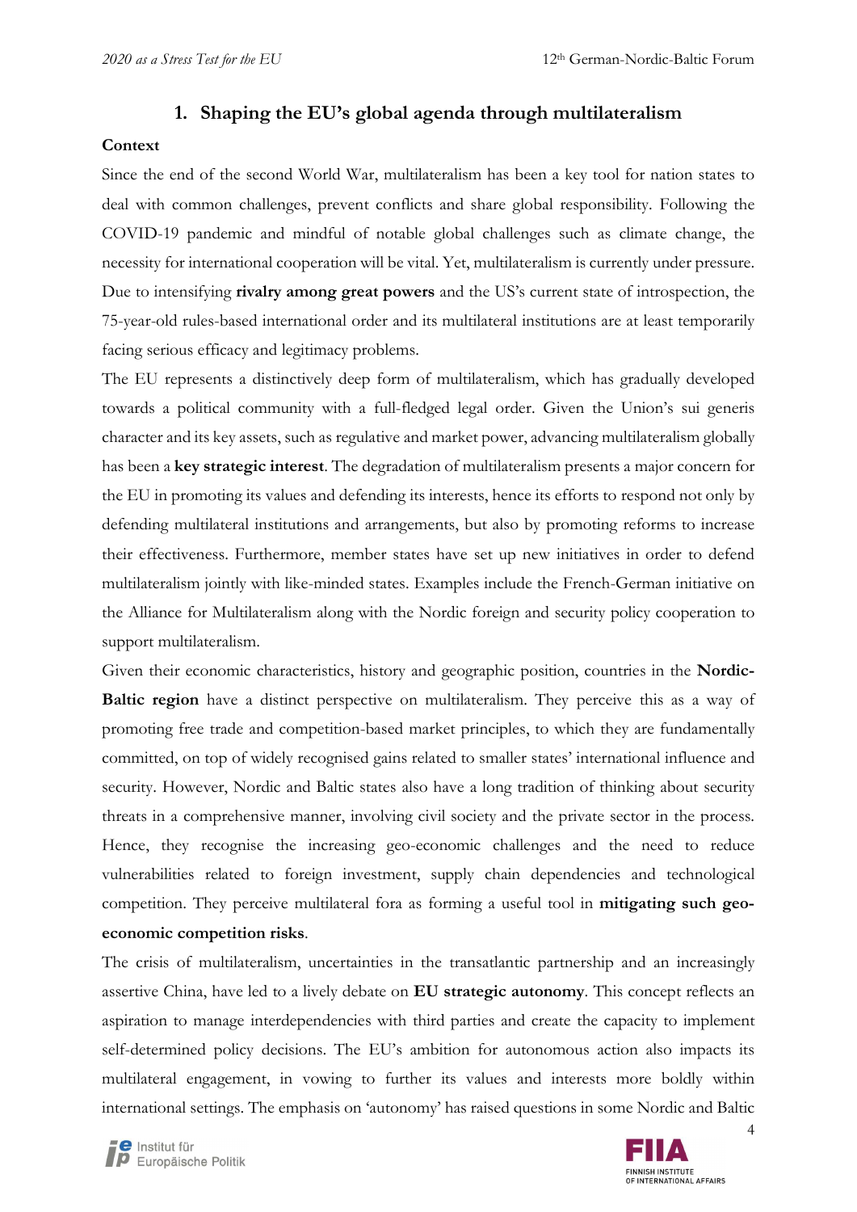## 1. Shaping the EU's global agenda through multilateralism

**Context**

Since the end of the second World War, multilateralism has been a key tool for nation states to deal with common challenges, prevent conflicts and share global responsibility. Following the COVID-19 pandemic and mindful of notable global challenges such as climate change, the necessity for international cooperation will be vital. Yet, multilateralism is currently under pressure. Due to intensifying **rivalry among great powers** and the US's current state of introspection, the 75-year-old rules-based international order and its multilateral institutions are at least temporarily facing serious efficacy and legitimacy problems.

The EU represents a distinctively deep form of multilateralism, which has gradually developed towards a political community with a full-fledged legal order. Given the Union's sui generis character and its key assets, such as regulative and market power, advancing multilateralism globally has been a **key strategic interest**. The degradation of multilateralism presents a major concern for the EU in promoting its values and defending its interests, hence its efforts to respond not only by defending multilateral institutions and arrangements, but also by promoting reforms to increase their effectiveness. Furthermore, member states have set up new initiatives in order to defend multilateralism jointly with like-minded states. Examples include the French-German initiative on the Alliance for Multilateralism along with the Nordic foreign and security policy cooperation to support multilateralism.

Given their economic characteristics, history and geographic position, countries in the **Nordic-Baltic region** have a distinct perspective on multilateralism. They perceive this as a way of promoting free trade and competition-based market principles, to which they are fundamentally committed, on top of widely recognised gains related to smaller states' international influence and security. However, Nordic and Baltic states also have a long tradition of thinking about security threats in a comprehensive manner, involving civil society and the private sector in the process. Hence, they recognise the increasing geo-economic challenges and the need to reduce vulnerabilities related to foreign investment, supply chain dependencies and technological competition. They perceive multilateral fora as forming a useful tool in **mitigating such geo-economic competition risks**.

The crisis of multilateralism, uncertainties in the transatlantic partnership and an increasingly assertive China, have led to a lively debate on **EU strategic autonomy**. This concept reflects an aspiration to manage interdependencies with third parties and create the capacity to implement self-determined policy decisions. The EU's ambition for autonomous action also impacts its multilateral engagement, in vowing to further its values and interests more boldly within international settings. The emphasis on 'autonomy' has raised questions in some Nordic and Baltic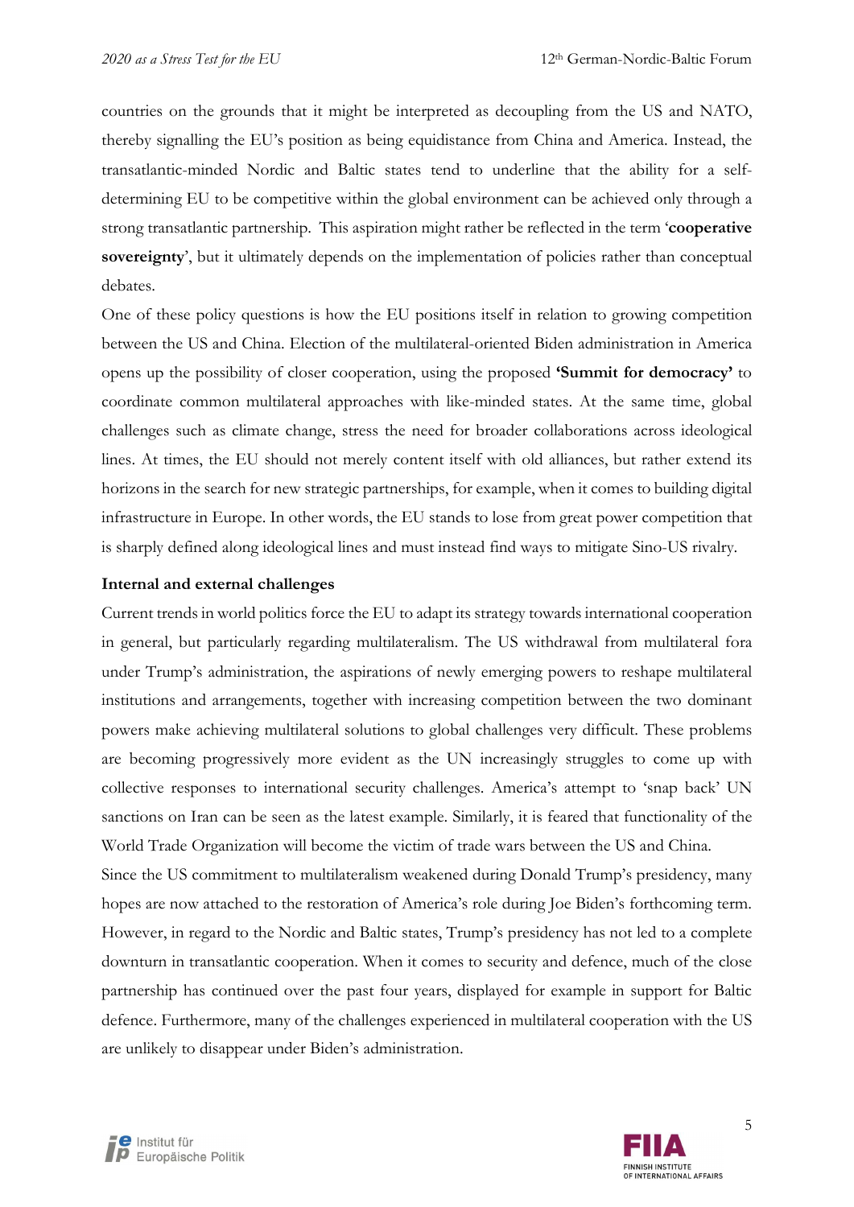countries on the grounds that it might be interpreted as decoupling from the US and NATO, thereby signalling the EU's position as being equidistance from China and America. Instead, the transatlantic-minded Nordic and Baltic states tend to underline that the ability for a self-determining EU to be competitive within the global environment can be achieved only through a strong transatlantic partnership. This aspiration might rather be reflected in the term '**cooperative sovereignty**', but it ultimately depends on the implementation of policies rather than conceptual debates.

One of these policy questions is how the EU positions itself in relation to growing competition between the US and China. Election of the multilateral-oriented Biden administration in America opens up the possibility of closer cooperation, using the proposed **'Summit for democracy'** to coordinate common multilateral approaches with like-minded states. At the same time, global challenges such as climate change, stress the need for broader collaborations across ideological lines. At times, the EU should not merely content itself with old alliances, but rather extend its horizons in the search for new strategic partnerships, for example, when it comes to building digital infrastructure in Europe. In other words, the EU stands to lose from great power competition that is sharply defined along ideological lines and must instead find ways to mitigate Sino-US rivalry.

**Internal and external challenges**

Current trends in world politics force the EU to adapt its strategy towards international cooperation in general, but particularly regarding multilateralism. The US withdrawal from multilateral fora under Trump's administration, the aspirations of newly emerging powers to reshape multilateral institutions and arrangements, together with increasing competition between the two dominant powers make achieving multilateral solutions to global challenges very difficult. These problems are becoming progressively more evident as the UN increasingly struggles to come up with collective responses to international security challenges. America's attempt to 'snap back' UN sanctions on Iran can be seen as the latest example. Similarly, it is feared that functionality of the World Trade Organization will become the victim of trade wars between the US and China.

Since the US commitment to multilateralism weakened during Donald Trump's presidency, many hopes are now attached to the restoration of America's role during Joe Biden's forthcoming term. However, in regard to the Nordic and Baltic states, Trump's presidency has not led to a complete downturn in transatlantic cooperation. When it comes to security and defence, much of the close partnership has continued over the past four years, displayed for example in support for Baltic defence. Furthermore, many of the challenges experienced in multilateral cooperation with the US are unlikely to disappear under Biden's administration.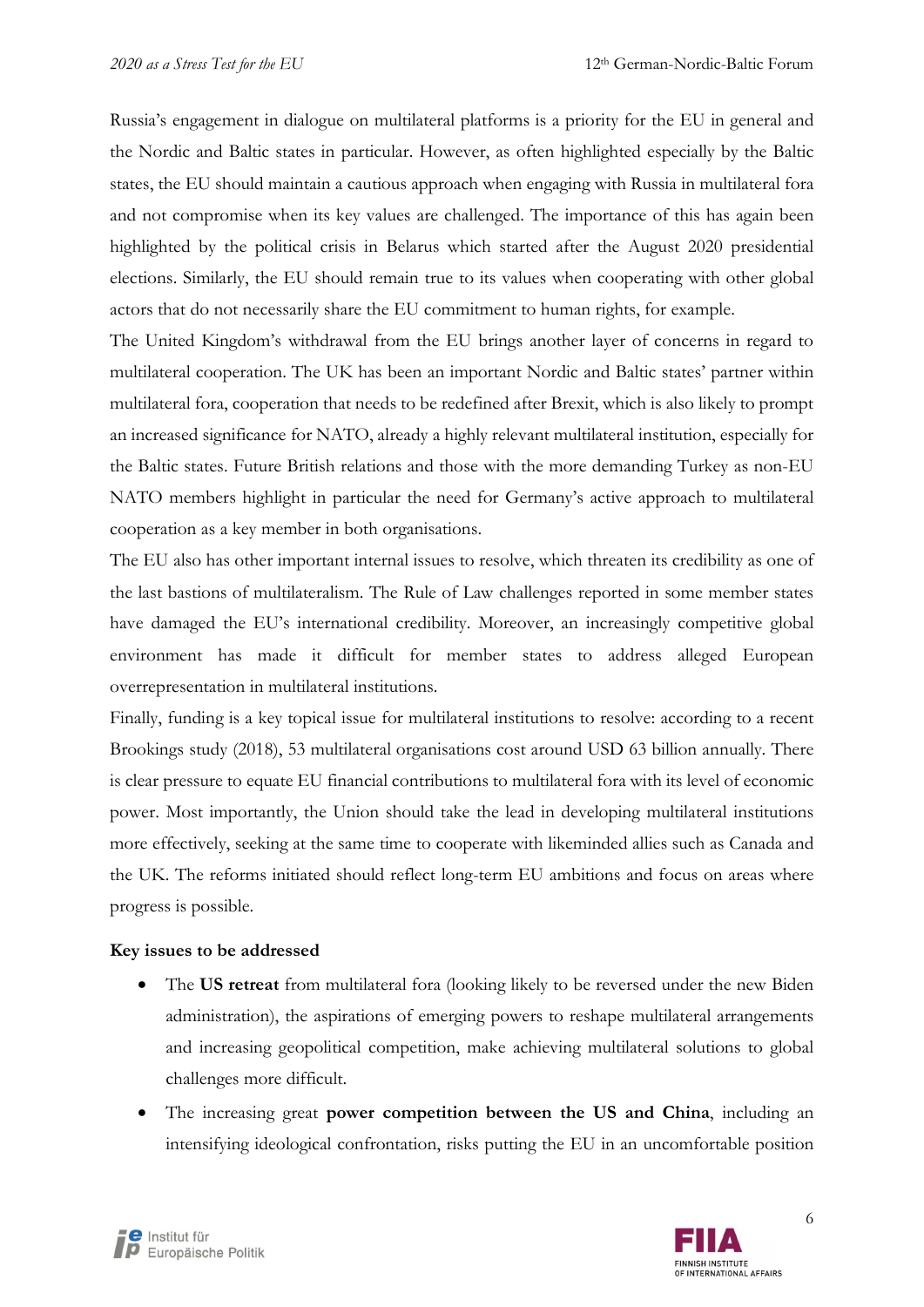Russia's engagement in dialogue on multilateral platforms is a priority for the EU in general and the Nordic and Baltic states in particular. However, as often highlighted especially by the Baltic states, the EU should maintain a cautious approach when engaging with Russia in multilateral fora and not compromise when its key values are challenged. The importance of this has again been highlighted by the political crisis in Belarus which started after the August 2020 presidential elections. Similarly, the EU should remain true to its values when cooperating with other global actors that do not necessarily share the EU commitment to human rights, for example.

The United Kingdom's withdrawal from the EU brings another layer of concerns in regard to multilateral cooperation. The UK has been an important Nordic and Baltic states' partner within multilateral fora, cooperation that needs to be redefined after Brexit, which is also likely to prompt an increased significance for NATO, already a highly relevant multilateral institution, especially for the Baltic states. Future British relations and those with the more demanding Turkey as non-EU NATO members highlight in particular the need for Germany's active approach to multilateral cooperation as a key member in both organisations.

The EU also has other important internal issues to resolve, which threaten its credibility as one of the last bastions of multilateralism. The Rule of Law challenges reported in some member states have damaged the EU's international credibility. Moreover, an increasingly competitive global environment has made it difficult for member states to address alleged European overrepresentation in multilateral institutions.

Finally, funding is a key topical issue for multilateral institutions to resolve: according to a recent Brookings study (2018), 53 multilateral organisations cost around USD 63 billion annually. There is clear pressure to equate EU financial contributions to multilateral fora with its level of economic power. Most importantly, the Union should take the lead in developing multilateral institutions more effectively, seeking at the same time to cooperate with likeminded allies such as Canada and the UK. The reforms initiated should reflect long-term EU ambitions and focus on areas where progress is possible.

**Key issues to be addressed**

- The **US retreat** from multilateral fora (looking likely to be reversed under the new Biden administration), the aspirations of emerging powers to reshape multilateral arrangements and increasing geopolitical competition, make achieving multilateral solutions to global challenges more difficult.
- The increasing great **power competition between the US and China**, including an intensifying ideological confrontation, risks putting the EU in an uncomfortable position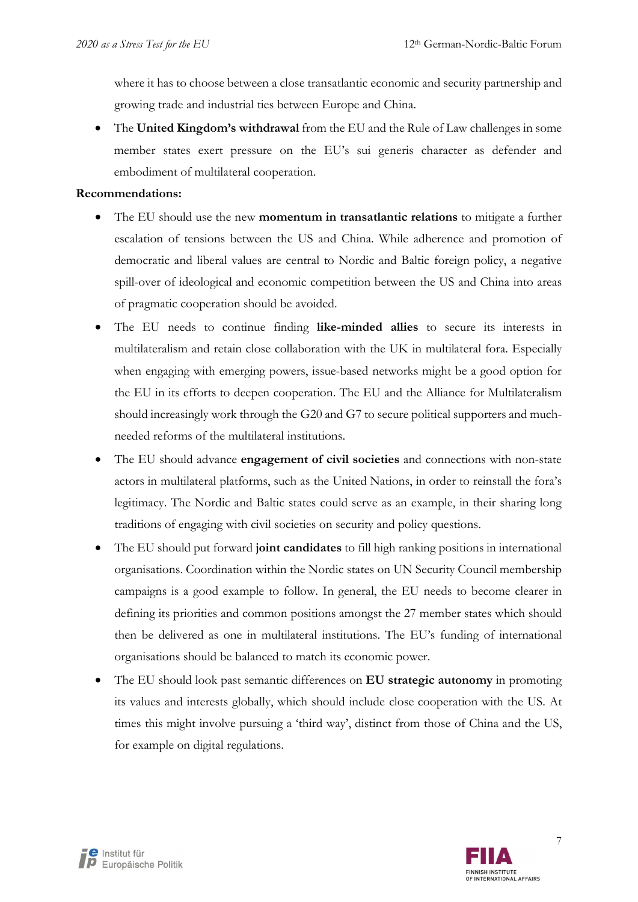where it has to choose between a close transatlantic economic and security partnership and growing trade and industrial ties between Europe and China.

- The **United Kingdom's withdrawal** from the EU and the Rule of Law challenges in some member states exert pressure on the EU's sui generis character as defender and embodiment of multilateral cooperation.

**Recommendations:**

- The EU should use the new **momentum in transatlantic relations** to mitigate a further escalation of tensions between the US and China. While adherence and promotion of democratic and liberal values are central to Nordic and Baltic foreign policy, a negative spill-over of ideological and economic competition between the US and China into areas of pragmatic cooperation should be avoided.
- The EU needs to continue finding **like-minded allies** to secure its interests in multilateralism and retain close collaboration with the UK in multilateral fora. Especially when engaging with emerging powers, issue-based networks might be a good option for the EU in its efforts to deepen cooperation. The EU and the Alliance for Multilateralism should increasingly work through the G20 and G7 to secure political supporters and much-needed reforms of the multilateral institutions.
- The EU should advance **engagement of civil societies** and connections with non-state actors in multilateral platforms, such as the United Nations, in order to reinstall the fora's legitimacy. The Nordic and Baltic states could serve as an example, in their sharing long traditions of engaging with civil societies on security and policy questions.
- The EU should put forward **joint candidates** to fill high ranking positions in international organisations. Coordination within the Nordic states on UN Security Council membership campaigns is a good example to follow. In general, the EU needs to become clearer in defining its priorities and common positions amongst the 27 member states which should then be delivered as one in multilateral institutions. The EU's funding of international organisations should be balanced to match its economic power.
- The EU should look past semantic differences on **EU strategic autonomy** in promoting its values and interests globally, which should include close cooperation with the US. At times this might involve pursuing a 'third way', distinct from those of China and the US, for example on digital regulations.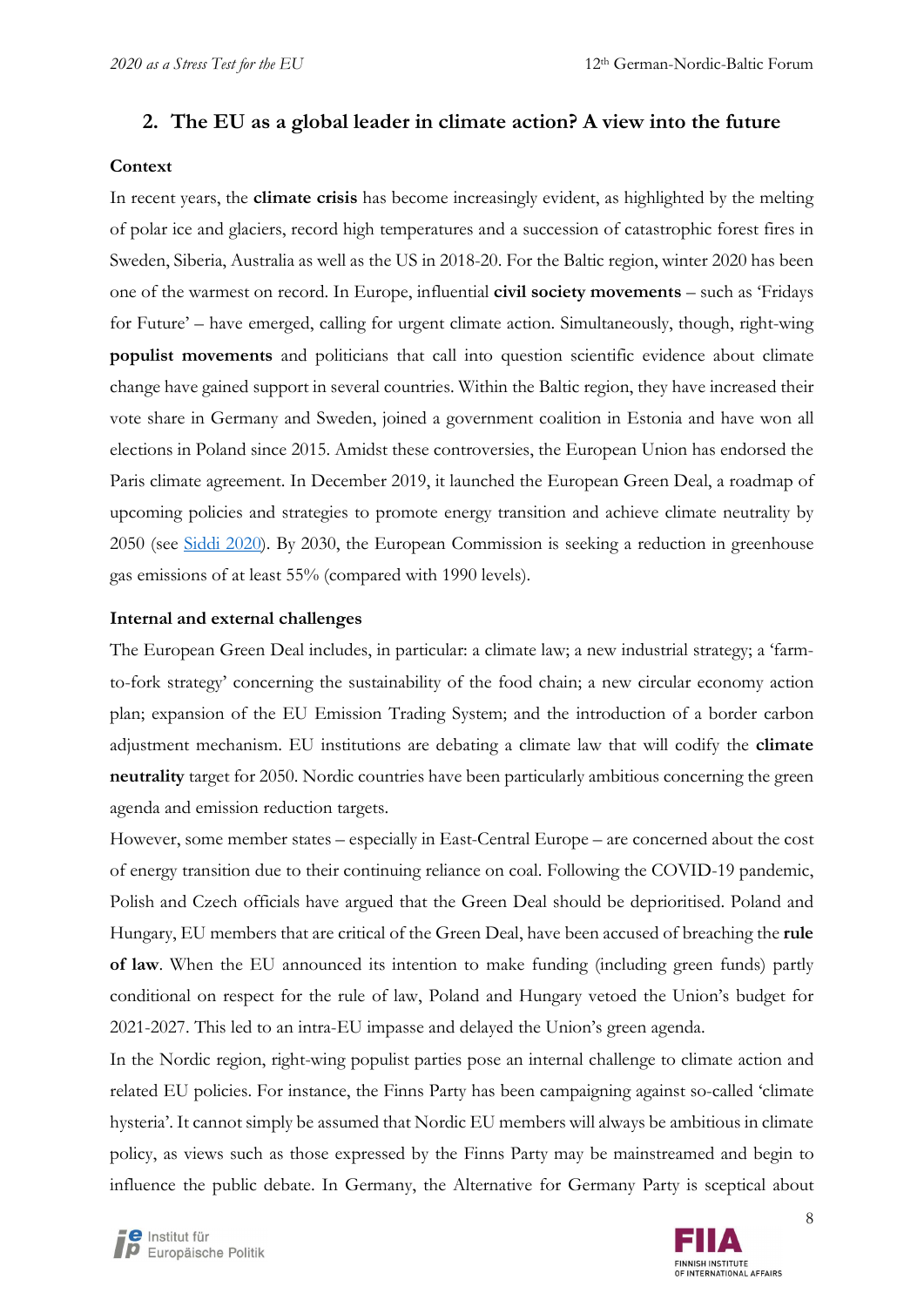## 2. The EU as a global leader in climate action? A view into the future

### Context

In recent years, the **climate crisis** has become increasingly evident, as highlighted by the melting of polar ice and glaciers, record high temperatures and a succession of catastrophic forest fires in Sweden, Siberia, Australia as well as the US in 2018-20. For the Baltic region, winter 2020 has been one of the warmest on record. In Europe, influential **civil society movements** – such as 'Fridays for Future' – have emerged, calling for urgent climate action. Simultaneously, though, right-wing **populist movements** and politicians that call into question scientific evidence about climate change have gained support in several countries. Within the Baltic region, they have increased their vote share in Germany and Sweden, joined a government coalition in Estonia and have won all elections in Poland since 2015. Amidst these controversies, the European Union has endorsed the Paris climate agreement. In December 2019, it launched the European Green Deal, a roadmap of upcoming policies and strategies to promote energy transition and achieve climate neutrality by 2050 (see Siddi 2020). By 2030, the European Commission is seeking a reduction in greenhouse gas emissions of at least 55% (compared with 1990 levels).

### Internal and external challenges

The European Green Deal includes, in particular: a climate law; a new industrial strategy; a 'farm-to-fork strategy' concerning the sustainability of the food chain; a new circular economy action plan; expansion of the EU Emission Trading System; and the introduction of a border carbon adjustment mechanism. EU institutions are debating a climate law that will codify the **climate neutrality** target for 2050. Nordic countries have been particularly ambitious concerning the green agenda and emission reduction targets.

However, some member states – especially in East-Central Europe – are concerned about the cost of energy transition due to their continuing reliance on coal. Following the COVID-19 pandemic, Polish and Czech officials have argued that the Green Deal should be deprioritised. Poland and Hungary, EU members that are critical of the Green Deal, have been accused of breaching the **rule of law**. When the EU announced its intention to make funding (including green funds) partly conditional on respect for the rule of law, Poland and Hungary vetoed the Union's budget for 2021-2027. This led to an intra-EU impasse and delayed the Union's green agenda.

In the Nordic region, right-wing populist parties pose an internal challenge to climate action and related EU policies. For instance, the Finns Party has been campaigning against so-called 'climate hysteria'. It cannot simply be assumed that Nordic EU members will always be ambitious in climate policy, as views such as those expressed by the Finns Party may be mainstreamed and begin to influence the public debate. In Germany, the Alternative for Germany Party is sceptical about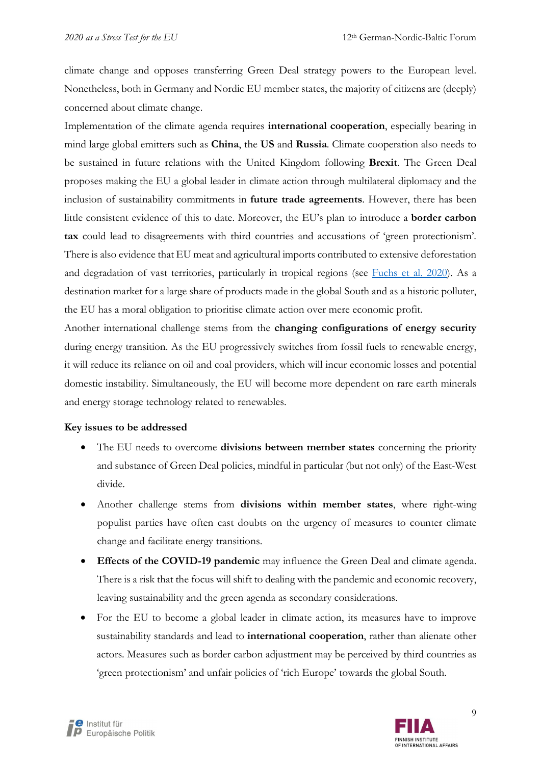climate change and opposes transferring Green Deal strategy powers to the European level. Nonetheless, both in Germany and Nordic EU member states, the majority of citizens are (deeply) concerned about climate change.

Implementation of the climate agenda requires **international cooperation**, especially bearing in mind large global emitters such as **China**, the **US** and **Russia**. Climate cooperation also needs to be sustained in future relations with the United Kingdom following **Brexit**. The Green Deal proposes making the EU a global leader in climate action through multilateral diplomacy and the inclusion of sustainability commitments in **future trade agreements**. However, there has been little consistent evidence of this to date. Moreover, the EU's plan to introduce a **border carbon tax** could lead to disagreements with third countries and accusations of 'green protectionism'. There is also evidence that EU meat and agricultural imports contributed to extensive deforestation and degradation of vast territories, particularly in tropical regions (see [Fuchs et al. 2020](Fuchs et al. 2020)). As a destination market for a large share of products made in the global South and as a historic polluter, the EU has a moral obligation to prioritise climate action over mere economic profit.

Another international challenge stems from the **changing configurations of energy security** during energy transition. As the EU progressively switches from fossil fuels to renewable energy, it will reduce its reliance on oil and coal providers, which will incur economic losses and potential domestic instability. Simultaneously, the EU will become more dependent on rare earth minerals and energy storage technology related to renewables.

**Key issues to be addressed**

- The EU needs to overcome **divisions between member states** concerning the priority and substance of Green Deal policies, mindful in particular (but not only) of the East-West divide.
- Another challenge stems from **divisions within member states**, where right-wing populist parties have often cast doubts on the urgency of measures to counter climate change and facilitate energy transitions.
- **Effects of the COVID-19 pandemic** may influence the Green Deal and climate agenda. There is a risk that the focus will shift to dealing with the pandemic and economic recovery, leaving sustainability and the green agenda as secondary considerations.
- For the EU to become a global leader in climate action, its measures have to improve sustainability standards and lead to **international cooperation**, rather than alienate other actors. Measures such as border carbon adjustment may be perceived by third countries as 'green protectionism' and unfair policies of 'rich Europe' towards the global South.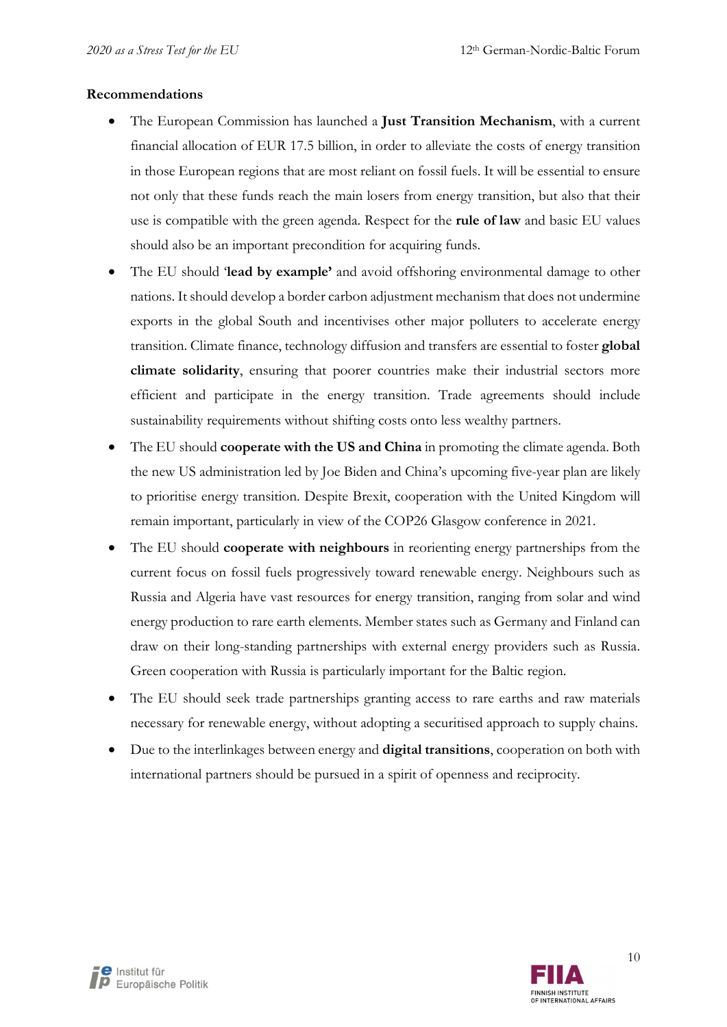**Recommendations**

- The European Commission has launched a **Just Transition Mechanism**, with a current financial allocation of EUR 17.5 billion, in order to alleviate the costs of energy transition in those European regions that are most reliant on fossil fuels. It will be essential to ensure not only that these funds reach the main losers from energy transition, but also that their use is compatible with the green agenda. Respect for the **rule of law** and basic EU values should also be an important precondition for acquiring funds.
- The EU should '**lead by example**' and avoid offshoring environmental damage to other nations. It should develop a border carbon adjustment mechanism that does not undermine exports in the global South and incentivises other major polluters to accelerate energy transition. Climate finance, technology diffusion and transfers are essential to foster **global climate solidarity**, ensuring that poorer countries make their industrial sectors more efficient and participate in the energy transition. Trade agreements should include sustainability requirements without shifting costs onto less wealthy partners.
- The EU should **cooperate with the US and China** in promoting the climate agenda. Both the new US administration led by Joe Biden and China's upcoming five-year plan are likely to prioritise energy transition. Despite Brexit, cooperation with the United Kingdom will remain important, particularly in view of the COP26 Glasgow conference in 2021.
- The EU should **cooperate with neighbours** in reorienting energy partnerships from the current focus on fossil fuels progressively toward renewable energy. Neighbours such as Russia and Algeria have vast resources for energy transition, ranging from solar and wind energy production to rare earth elements. Member states such as Germany and Finland can draw on their long-standing partnerships with external energy providers such as Russia. Green cooperation with Russia is particularly important for the Baltic region.
- The EU should seek trade partnerships granting access to rare earths and raw materials necessary for renewable energy, without adopting a securitised approach to supply chains.
- Due to the interlinkages between energy and **digital transitions**, cooperation on both with international partners should be pursued in a spirit of openness and reciprocity.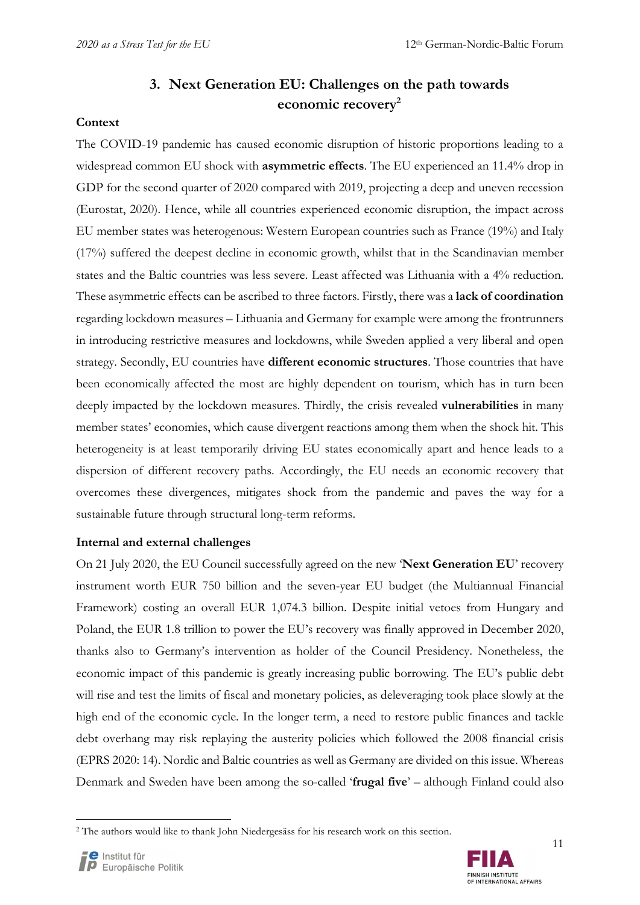## 3. Next Generation EU: Challenges on the path towards economic recovery[2]

### Context

The COVID-19 pandemic has caused economic disruption of historic proportions leading to a widespread common EU shock with **asymmetric effects**. The EU experienced an 11.4% drop in GDP for the second quarter of 2020 compared with 2019, projecting a deep and uneven recession (Eurostat, 2020). Hence, while all countries experienced economic disruption, the impact across EU member states was heterogenous: Western European countries such as France (19%) and Italy (17%) suffered the deepest decline in economic growth, whilst that in the Scandinavian member states and the Baltic countries was less severe. Least affected was Lithuania with a 4% reduction. These asymmetric effects can be ascribed to three factors. Firstly, there was a **lack of coordination** regarding lockdown measures – Lithuania and Germany for example were among the frontrunners in introducing restrictive measures and lockdowns, while Sweden applied a very liberal and open strategy. Secondly, EU countries have **different economic structures**. Those countries that have been economically affected the most are highly dependent on tourism, which has in turn been deeply impacted by the lockdown measures. Thirdly, the crisis revealed **vulnerabilities** in many member states' economies, which cause divergent reactions among them when the shock hit. This heterogeneity is at least temporarily driving EU states economically apart and hence leads to a dispersion of different recovery paths. Accordingly, the EU needs an economic recovery that overcomes these divergences, mitigates shock from the pandemic and paves the way for a sustainable future through structural long-term reforms.

### Internal and external challenges

On 21 July 2020, the EU Council successfully agreed on the new '**Next Generation EU**' recovery instrument worth EUR 750 billion and the seven-year EU budget (the Multiannual Financial Framework) costing an overall EUR 1,074.3 billion. Despite initial vetoes from Hungary and Poland, the EUR 1.8 trillion to power the EU's recovery was finally approved in December 2020, thanks also to Germany's intervention as holder of the Council Presidency. Nonetheless, the economic impact of this pandemic is greatly increasing public borrowing. The EU's public debt will rise and test the limits of fiscal and monetary policies, as deleveraging took place slowly at the high end of the economic cycle. In the longer term, a need to restore public finances and tackle debt overhang may risk replaying the austerity policies which followed the 2008 financial crisis (EPRS 2020: 14). Nordic and Baltic countries as well as Germany are divided on this issue. Whereas Denmark and Sweden have been among the so-called '**frugal five**' – although Finland could also

---

[2] The authors would like to thank John Niedergesäss for his research work on this section.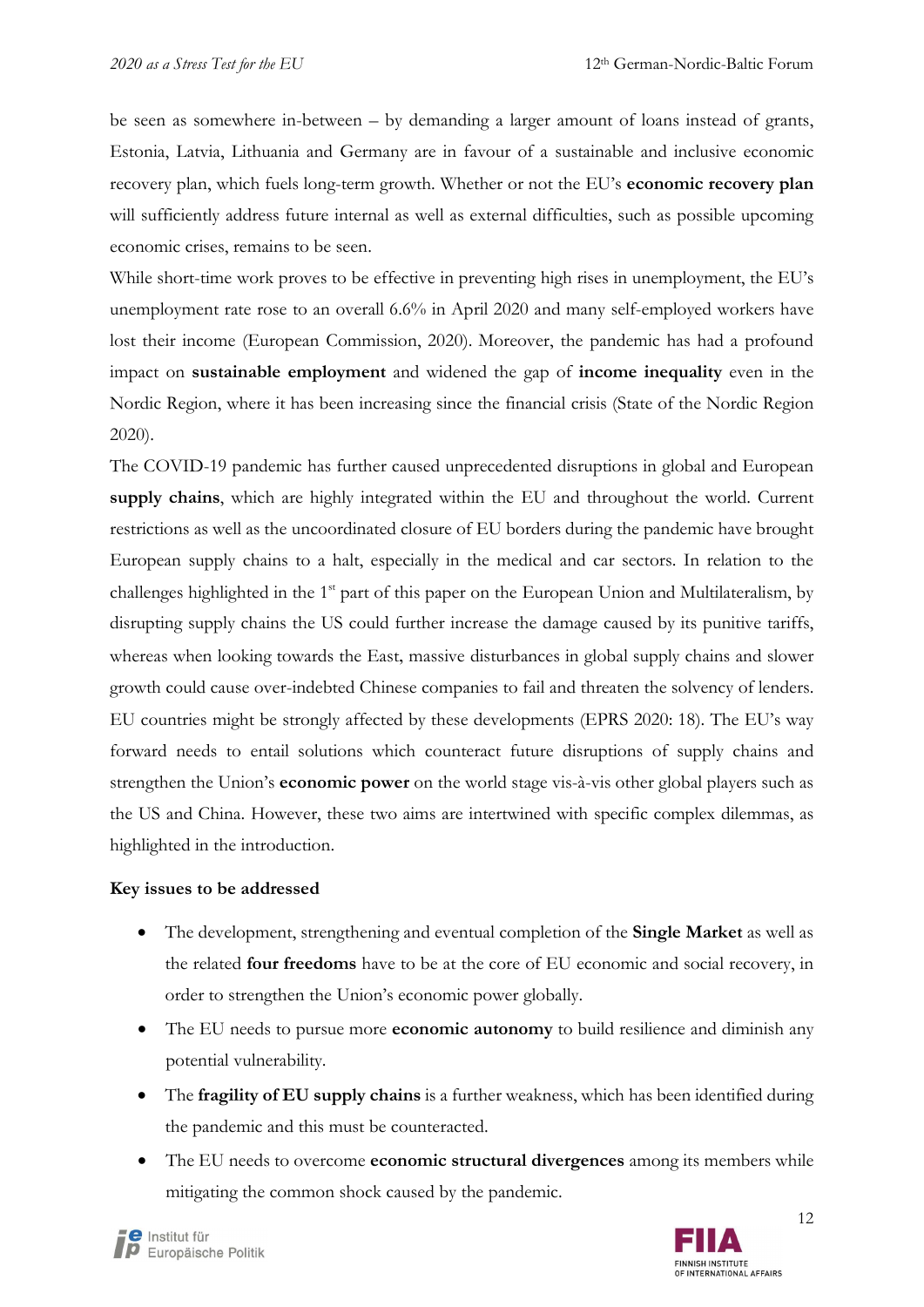be seen as somewhere in-between – by demanding a larger amount of loans instead of grants, Estonia, Latvia, Lithuania and Germany are in favour of a sustainable and inclusive economic recovery plan, which fuels long-term growth. Whether or not the EU's **economic recovery plan** will sufficiently address future internal as well as external difficulties, such as possible upcoming economic crises, remains to be seen.

While short-time work proves to be effective in preventing high rises in unemployment, the EU's unemployment rate rose to an overall 6.6% in April 2020 and many self-employed workers have lost their income (European Commission, 2020). Moreover, the pandemic has had a profound impact on **sustainable employment** and widened the gap of **income inequality** even in the Nordic Region, where it has been increasing since the financial crisis (State of the Nordic Region 2020).

The COVID-19 pandemic has further caused unprecedented disruptions in global and European **supply chains**, which are highly integrated within the EU and throughout the world. Current restrictions as well as the uncoordinated closure of EU borders during the pandemic have brought European supply chains to a halt, especially in the medical and car sectors. In relation to the challenges highlighted in the 1st part of this paper on the European Union and Multilateralism, by disrupting supply chains the US could further increase the damage caused by its punitive tariffs, whereas when looking towards the East, massive disturbances in global supply chains and slower growth could cause over-indebted Chinese companies to fail and threaten the solvency of lenders. EU countries might be strongly affected by these developments (EPRS 2020: 18). The EU's way forward needs to entail solutions which counteract future disruptions of supply chains and strengthen the Union's **economic power** on the world stage vis-à-vis other global players such as the US and China. However, these two aims are intertwined with specific complex dilemmas, as highlighted in the introduction.

**Key issues to be addressed**

- The development, strengthening and eventual completion of the **Single Market** as well as the related **four freedoms** have to be at the core of EU economic and social recovery, in order to strengthen the Union's economic power globally.
- The EU needs to pursue more **economic autonomy** to build resilience and diminish any potential vulnerability.
- The **fragility of EU supply chains** is a further weakness, which has been identified during the pandemic and this must be counteracted.
- The EU needs to overcome **economic structural divergences** among its members while mitigating the common shock caused by the pandemic.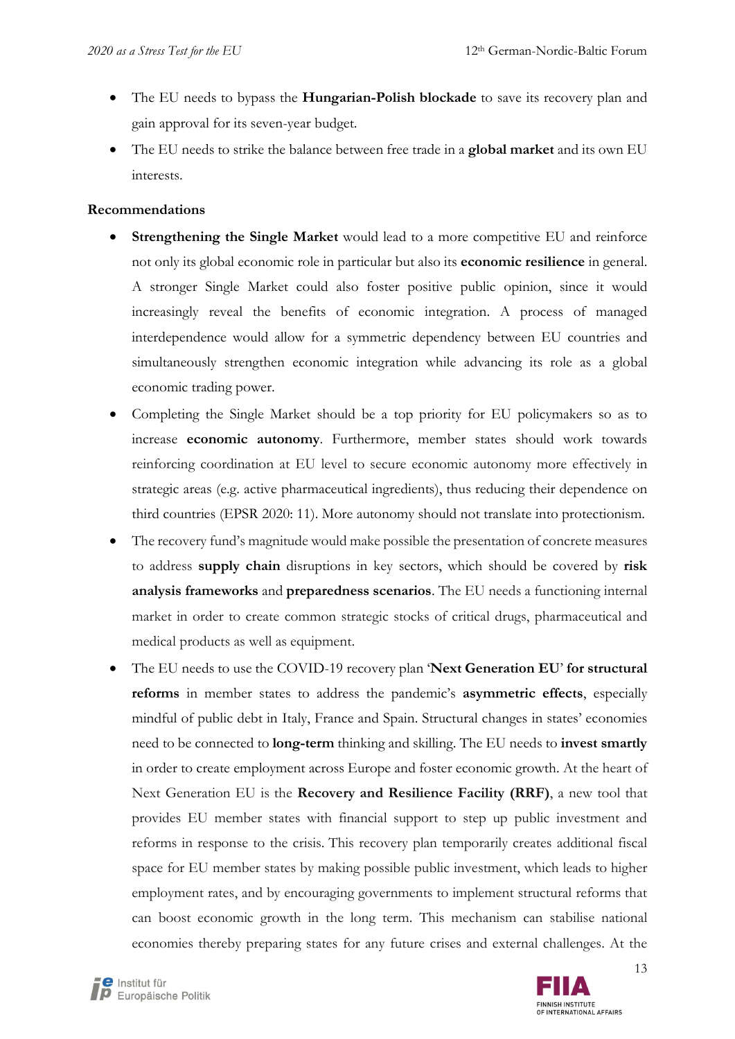- The EU needs to bypass the **Hungarian-Polish blockade** to save its recovery plan and gain approval for its seven-year budget.
- The EU needs to strike the balance between free trade in a **global market** and its own EU interests.

**Recommendations**

- **Strengthening the Single Market** would lead to a more competitive EU and reinforce not only its global economic role in particular but also its **economic resilience** in general. A stronger Single Market could also foster positive public opinion, since it would increasingly reveal the benefits of economic integration. A process of managed interdependence would allow for a symmetric dependency between EU countries and simultaneously strengthen economic integration while advancing its role as a global economic trading power.
- Completing the Single Market should be a top priority for EU policymakers so as to increase **economic autonomy**. Furthermore, member states should work towards reinforcing coordination at EU level to secure economic autonomy more effectively in strategic areas (e.g. active pharmaceutical ingredients), thus reducing their dependence on third countries (EPSR 2020: 11). More autonomy should not translate into protectionism.
- The recovery fund's magnitude would make possible the presentation of concrete measures to address **supply chain** disruptions in key sectors, which should be covered by **risk analysis frameworks** and **preparedness scenarios**. The EU needs a functioning internal market in order to create common strategic stocks of critical drugs, pharmaceutical and medical products as well as equipment.
- The EU needs to use the COVID-19 recovery plan '**Next Generation EU**' **for structural reforms** in member states to address the pandemic's **asymmetric effects**, especially mindful of public debt in Italy, France and Spain. Structural changes in states' economies need to be connected to **long-term** thinking and skilling. The EU needs to **invest smartly** in order to create employment across Europe and foster economic growth. At the heart of Next Generation EU is the **Recovery and Resilience Facility (RRF)**, a new tool that provides EU member states with financial support to step up public investment and reforms in response to the crisis. This recovery plan temporarily creates additional fiscal space for EU member states by making possible public investment, which leads to higher employment rates, and by encouraging governments to implement structural reforms that can boost economic growth in the long term. This mechanism can stabilise national economies thereby preparing states for any future crises and external challenges. At the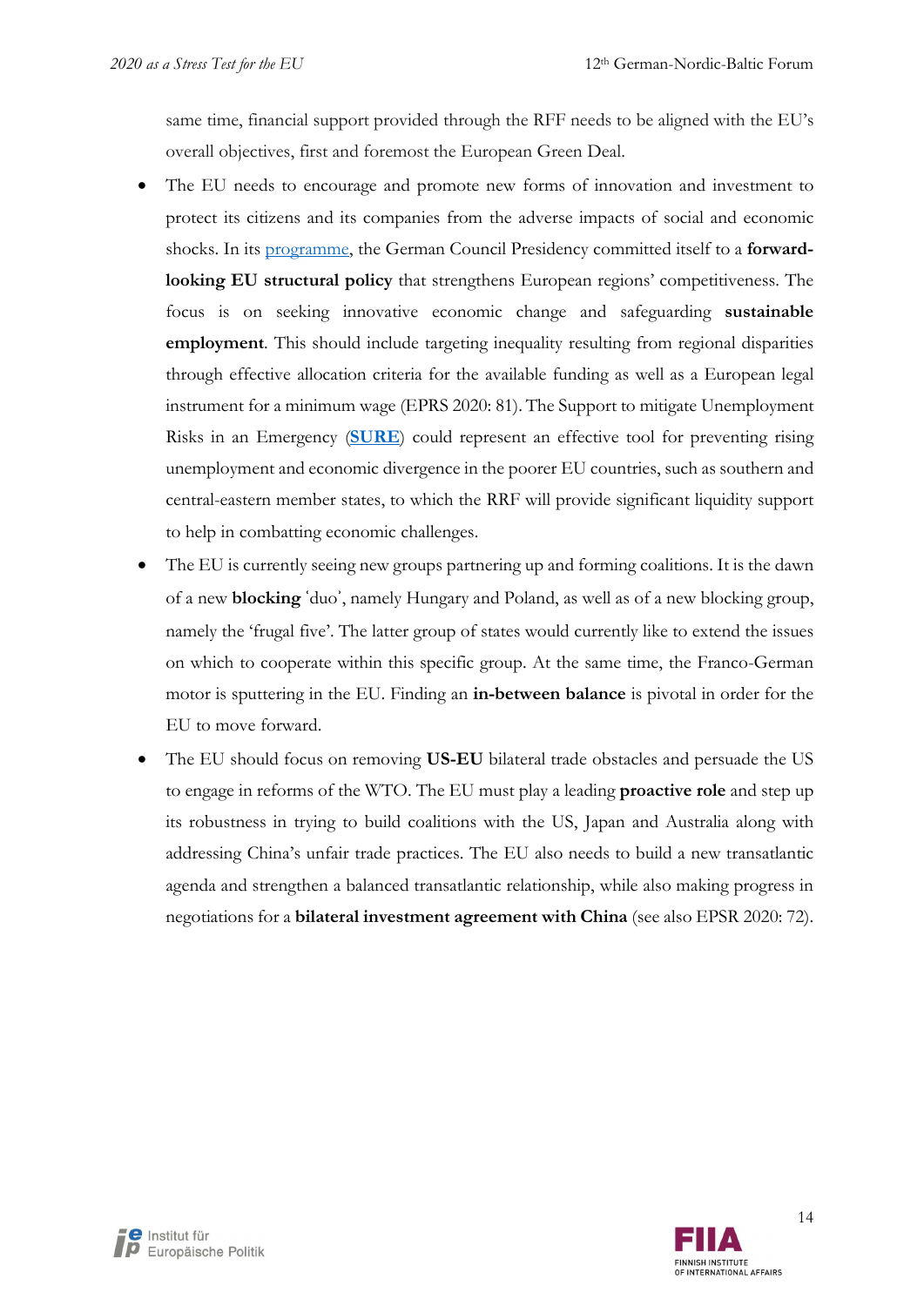same time, financial support provided through the RFF needs to be aligned with the EU's overall objectives, first and foremost the European Green Deal.

- The EU needs to encourage and promote new forms of innovation and investment to protect its citizens and its companies from the adverse impacts of social and economic shocks. In its programme, the German Council Presidency committed itself to a **forward-looking EU structural policy** that strengthens European regions' competitiveness. The focus is on seeking innovative economic change and safeguarding **sustainable employment**. This should include targeting inequality resulting from regional disparities through effective allocation criteria for the available funding as well as a European legal instrument for a minimum wage (EPRS 2020: 81). The Support to mitigate Unemployment Risks in an Emergency (**SURE**) could represent an effective tool for preventing rising unemployment and economic divergence in the poorer EU countries, such as southern and central-eastern member states, to which the RRF will provide significant liquidity support to help in combatting economic challenges.
- The EU is currently seeing new groups partnering up and forming coalitions. It is the dawn of a new **blocking** 'duo', namely Hungary and Poland, as well as of a new blocking group, namely the 'frugal five'. The latter group of states would currently like to extend the issues on which to cooperate within this specific group. At the same time, the Franco-German motor is sputtering in the EU. Finding an **in-between balance** is pivotal in order for the EU to move forward.
- The EU should focus on removing **US-EU** bilateral trade obstacles and persuade the US to engage in reforms of the WTO. The EU must play a leading **proactive role** and step up its robustness in trying to build coalitions with the US, Japan and Australia along with addressing China's unfair trade practices. The EU also needs to build a new transatlantic agenda and strengthen a balanced transatlantic relationship, while also making progress in negotiations for a **bilateral investment agreement with China** (see also EPSR 2020: 72).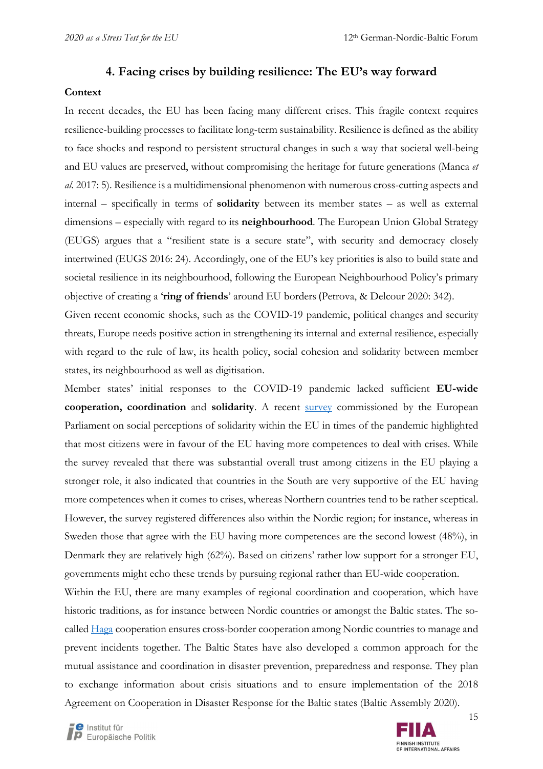## 4. Facing crises by building resilience: The EU's way forward

**Context**

In recent decades, the EU has been facing many different crises. This fragile context requires resilience-building processes to facilitate long-term sustainability. Resilience is defined as the ability to face shocks and respond to persistent structural changes in such a way that societal well-being and EU values are preserved, without compromising the heritage for future generations (Manca *et al.* 2017: 5). Resilience is a multidimensional phenomenon with numerous cross-cutting aspects and internal – specifically in terms of **solidarity** between its member states – as well as external dimensions – especially with regard to its **neighbourhood**. The European Union Global Strategy (EUGS) argues that a "resilient state is a secure state", with security and democracy closely intertwined (EUGS 2016: 24). Accordingly, one of the EU's key priorities is also to build state and societal resilience in its neighbourhood, following the European Neighbourhood Policy's primary objective of creating a '**ring of friends**' around EU borders (Petrova, & Delcour 2020: 342).

Given recent economic shocks, such as the COVID-19 pandemic, political changes and security threats, Europe needs positive action in strengthening its internal and external resilience, especially with regard to the rule of law, its health policy, social cohesion and solidarity between member states, its neighbourhood as well as digitisation.

Member states' initial responses to the COVID-19 pandemic lacked sufficient **EU-wide cooperation, coordination** and **solidarity**. A recent survey commissioned by the European Parliament on social perceptions of solidarity within the EU in times of the pandemic highlighted that most citizens were in favour of the EU having more competences to deal with crises. While the survey revealed that there was substantial overall trust among citizens in the EU playing a stronger role, it also indicated that countries in the South are very supportive of the EU having more competences when it comes to crises, whereas Northern countries tend to be rather sceptical. However, the survey registered differences also within the Nordic region; for instance, whereas in Sweden those that agree with the EU having more competences are the second lowest (48%), in Denmark they are relatively high (62%). Based on citizens' rather low support for a stronger EU, governments might echo these trends by pursuing regional rather than EU-wide cooperation.

Within the EU, there are many examples of regional coordination and cooperation, which have historic traditions, as for instance between Nordic countries or amongst the Baltic states. The so-called Haga cooperation ensures cross-border cooperation among Nordic countries to manage and prevent incidents together. The Baltic States have also developed a common approach for the mutual assistance and coordination in disaster prevention, preparedness and response. They plan to exchange information about crisis situations and to ensure implementation of the 2018 Agreement on Cooperation in Disaster Response for the Baltic states (Baltic Assembly 2020).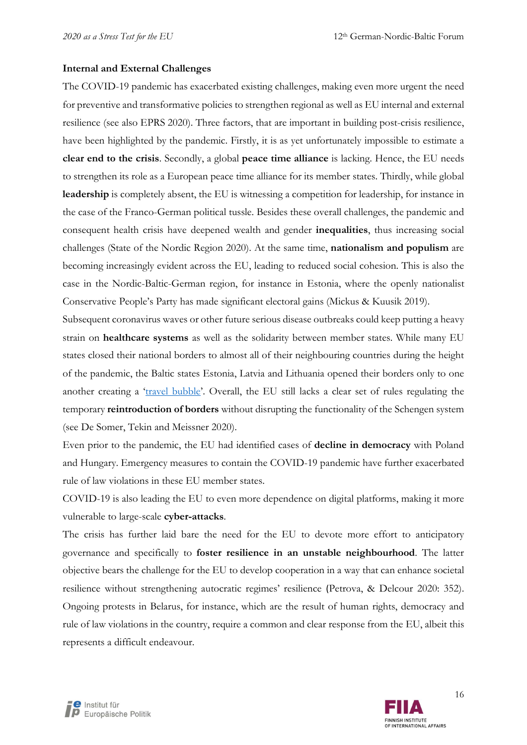**Internal and External Challenges**

The COVID-19 pandemic has exacerbated existing challenges, making even more urgent the need for preventive and transformative policies to strengthen regional as well as EU internal and external resilience (see also EPRS 2020). Three factors, that are important in building post-crisis resilience, have been highlighted by the pandemic. Firstly, it is as yet unfortunately impossible to estimate a **clear end to the crisis**. Secondly, a global **peace time alliance** is lacking. Hence, the EU needs to strengthen its role as a European peace time alliance for its member states. Thirdly, while global **leadership** is completely absent, the EU is witnessing a competition for leadership, for instance in the case of the Franco-German political tussle. Besides these overall challenges, the pandemic and consequent health crisis have deepened wealth and gender **inequalities**, thus increasing social challenges (State of the Nordic Region 2020). At the same time, **nationalism and populism** are becoming increasingly evident across the EU, leading to reduced social cohesion. This is also the case in the Nordic-Baltic-German region, for instance in Estonia, where the openly nationalist Conservative People's Party has made significant electoral gains (Mickus & Kuusik 2019).

Subsequent coronavirus waves or other future serious disease outbreaks could keep putting a heavy strain on **healthcare systems** as well as the solidarity between member states. While many EU states closed their national borders to almost all of their neighbouring countries during the height of the pandemic, the Baltic states Estonia, Latvia and Lithuania opened their borders only to one another creating a 'travel bubble'. Overall, the EU still lacks a clear set of rules regulating the temporary **reintroduction of borders** without disrupting the functionality of the Schengen system (see De Somer, Tekin and Meissner 2020).

Even prior to the pandemic, the EU had identified cases of **decline in democracy** with Poland and Hungary. Emergency measures to contain the COVID-19 pandemic have further exacerbated rule of law violations in these EU member states.

COVID-19 is also leading the EU to even more dependence on digital platforms, making it more vulnerable to large-scale **cyber-attacks**.

The crisis has further laid bare the need for the EU to devote more effort to anticipatory governance and specifically to **foster resilience in an unstable neighbourhood**. The latter objective bears the challenge for the EU to develop cooperation in a way that can enhance societal resilience without strengthening autocratic regimes' resilience (Petrova, & Delcour 2020: 352). Ongoing protests in Belarus, for instance, which are the result of human rights, democracy and rule of law violations in the country, require a common and clear response from the EU, albeit this represents a difficult endeavour.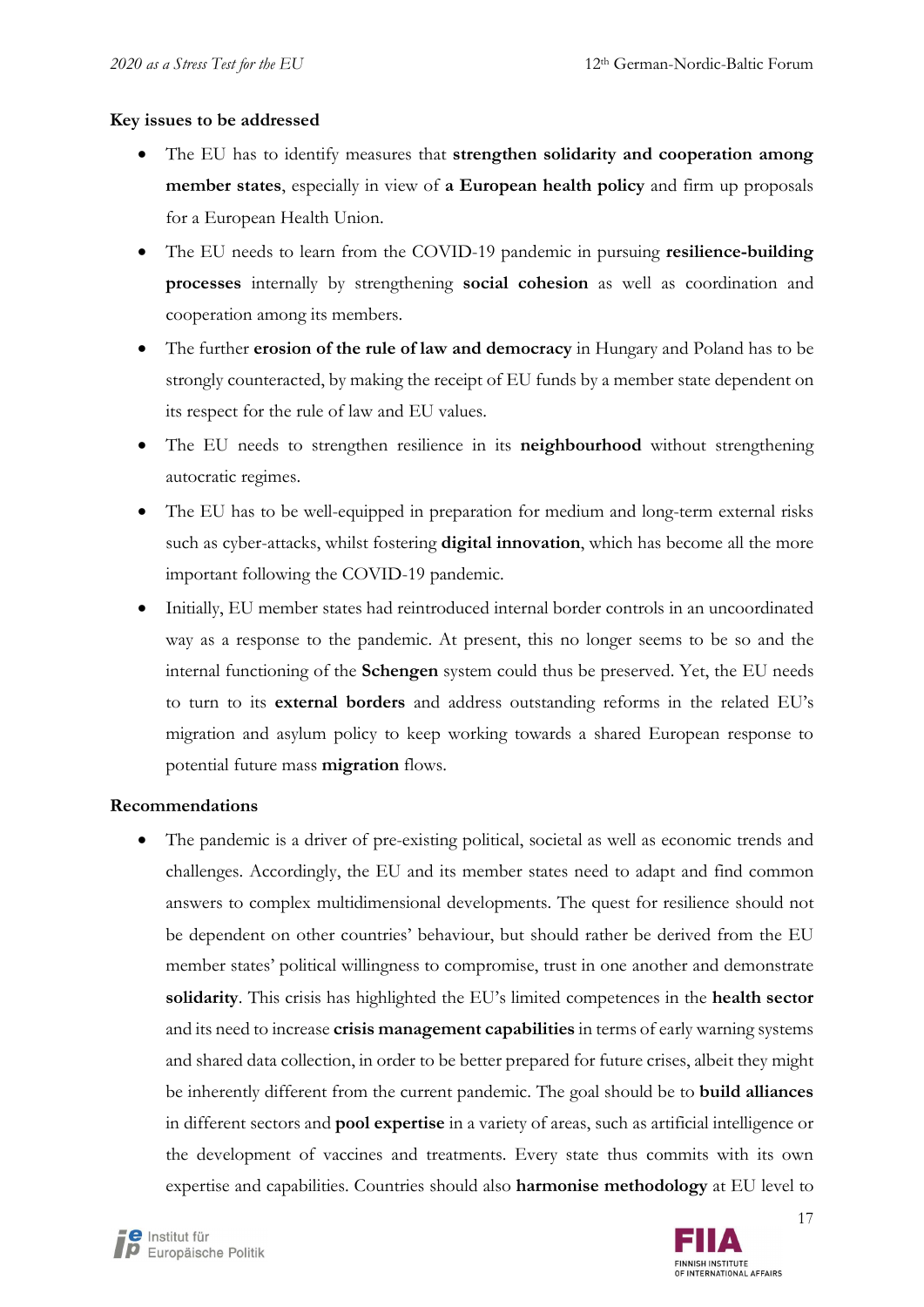**Key issues to be addressed**

- The EU has to identify measures that **strengthen solidarity and cooperation among member states**, especially in view of **a European health policy** and firm up proposals for a European Health Union.
- The EU needs to learn from the COVID-19 pandemic in pursuing **resilience-building processes** internally by strengthening **social cohesion** as well as coordination and cooperation among its members.
- The further **erosion of the rule of law and democracy** in Hungary and Poland has to be strongly counteracted, by making the receipt of EU funds by a member state dependent on its respect for the rule of law and EU values.
- The EU needs to strengthen resilience in its **neighbourhood** without strengthening autocratic regimes.
- The EU has to be well-equipped in preparation for medium and long-term external risks such as cyber-attacks, whilst fostering **digital innovation**, which has become all the more important following the COVID-19 pandemic.
- Initially, EU member states had reintroduced internal border controls in an uncoordinated way as a response to the pandemic. At present, this no longer seems to be so and the internal functioning of the **Schengen** system could thus be preserved. Yet, the EU needs to turn to its **external borders** and address outstanding reforms in the related EU's migration and asylum policy to keep working towards a shared European response to potential future mass **migration** flows.

**Recommendations**

- The pandemic is a driver of pre-existing political, societal as well as economic trends and challenges. Accordingly, the EU and its member states need to adapt and find common answers to complex multidimensional developments. The quest for resilience should not be dependent on other countries' behaviour, but should rather be derived from the EU member states' political willingness to compromise, trust in one another and demonstrate **solidarity**. This crisis has highlighted the EU's limited competences in the **health sector** and its need to increase **crisis management capabilities** in terms of early warning systems and shared data collection, in order to be better prepared for future crises, albeit they might be inherently different from the current pandemic. The goal should be to **build alliances** in different sectors and **pool expertise** in a variety of areas, such as artificial intelligence or the development of vaccines and treatments. Every state thus commits with its own expertise and capabilities. Countries should also **harmonise methodology** at EU level to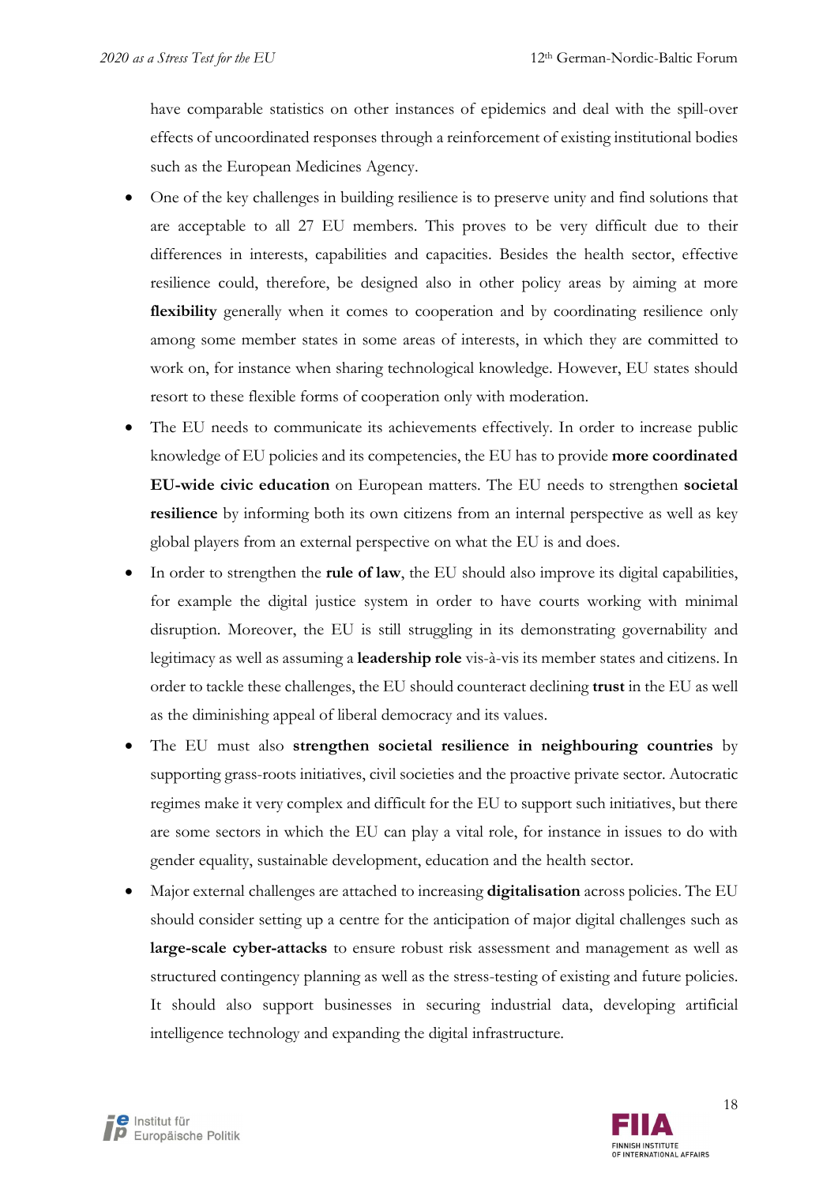have comparable statistics on other instances of epidemics and deal with the spill-over effects of uncoordinated responses through a reinforcement of existing institutional bodies such as the European Medicines Agency.

- One of the key challenges in building resilience is to preserve unity and find solutions that are acceptable to all 27 EU members. This proves to be very difficult due to their differences in interests, capabilities and capacities. Besides the health sector, effective resilience could, therefore, be designed also in other policy areas by aiming at more **flexibility** generally when it comes to cooperation and by coordinating resilience only among some member states in some areas of interests, in which they are committed to work on, for instance when sharing technological knowledge. However, EU states should resort to these flexible forms of cooperation only with moderation.
- The EU needs to communicate its achievements effectively. In order to increase public knowledge of EU policies and its competencies, the EU has to provide **more coordinated EU-wide civic education** on European matters. The EU needs to strengthen **societal resilience** by informing both its own citizens from an internal perspective as well as key global players from an external perspective on what the EU is and does.
- In order to strengthen the **rule of law**, the EU should also improve its digital capabilities, for example the digital justice system in order to have courts working with minimal disruption. Moreover, the EU is still struggling in its demonstrating governability and legitimacy as well as assuming a **leadership role** vis-à-vis its member states and citizens. In order to tackle these challenges, the EU should counteract declining **trust** in the EU as well as the diminishing appeal of liberal democracy and its values.
- The EU must also **strengthen societal resilience in neighbouring countries** by supporting grass-roots initiatives, civil societies and the proactive private sector. Autocratic regimes make it very complex and difficult for the EU to support such initiatives, but there are some sectors in which the EU can play a vital role, for instance in issues to do with gender equality, sustainable development, education and the health sector.
- Major external challenges are attached to increasing **digitalisation** across policies. The EU should consider setting up a centre for the anticipation of major digital challenges such as **large-scale cyber-attacks** to ensure robust risk assessment and management as well as structured contingency planning as well as the stress-testing of existing and future policies. It should also support businesses in securing industrial data, developing artificial intelligence technology and expanding the digital infrastructure.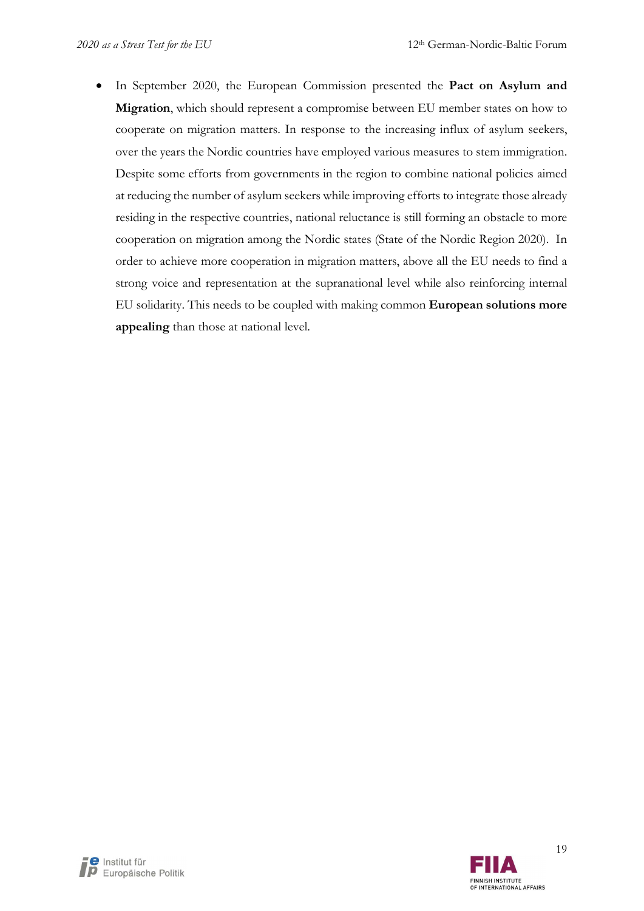- In September 2020, the European Commission presented the **Pact on Asylum and Migration**, which should represent a compromise between EU member states on how to cooperate on migration matters. In response to the increasing influx of asylum seekers, over the years the Nordic countries have employed various measures to stem immigration. Despite some efforts from governments in the region to combine national policies aimed at reducing the number of asylum seekers while improving efforts to integrate those already residing in the respective countries, national reluctance is still forming an obstacle to more cooperation on migration among the Nordic states (State of the Nordic Region 2020). In order to achieve more cooperation in migration matters, above all the EU needs to find a strong voice and representation at the supranational level while also reinforcing internal EU solidarity. This needs to be coupled with making common **European solutions more appealing** than those at national level.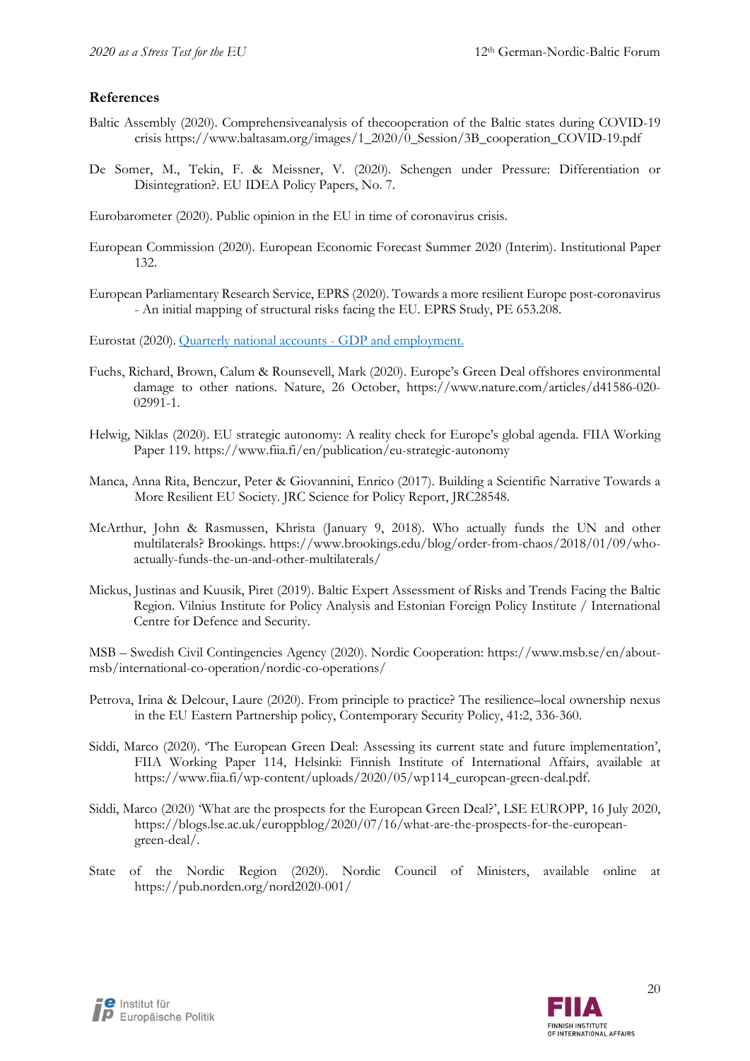## References

Baltic Assembly (2020). Comprehensiveanalysis of thecooperation of the Baltic states during COVID-19 crisis https://www.baltasam.org/images/1_2020/0_Session/3B_cooperation_COVID-19.pdf

De Somer, M., Tekin, F. & Meissner, V. (2020). Schengen under Pressure: Differentiation or Disintegration?. EU IDEA Policy Papers, No. 7.

Eurobarometer (2020). Public opinion in the EU in time of coronavirus crisis.

European Commission (2020). European Economic Forecast Summer 2020 (Interim). Institutional Paper 132.

European Parliamentary Research Service, EPRS (2020). Towards a more resilient Europe post-coronavirus - An initial mapping of structural risks facing the EU. EPRS Study, PE 653.208.

Eurostat (2020). Quarterly national accounts - GDP and employment.

Fuchs, Richard, Brown, Calum & Rounsevell, Mark (2020). Europe's Green Deal offshores environmental damage to other nations. Nature, 26 October, https://www.nature.com/articles/d41586-020-02991-1.

Helwig, Niklas (2020). EU strategic autonomy: A reality check for Europe's global agenda. FIIA Working Paper 119. https://www.fiia.fi/en/publication/eu-strategic-autonomy

Manca, Anna Rita, Benczur, Peter & Giovannini, Enrico (2017). Building a Scientific Narrative Towards a More Resilient EU Society. JRC Science for Policy Report, JRC28548.

McArthur, John & Rasmussen, Khrista (January 9, 2018). Who actually funds the UN and other multilaterals? Brookings. https://www.brookings.edu/blog/order-from-chaos/2018/01/09/who-actually-funds-the-un-and-other-multilaterals/

Mickus, Justinas and Kuusik, Piret (2019). Baltic Expert Assessment of Risks and Trends Facing the Baltic Region. Vilnius Institute for Policy Analysis and Estonian Foreign Policy Institute / International Centre for Defence and Security.

MSB – Swedish Civil Contingencies Agency (2020). Nordic Cooperation: https://www.msb.se/en/about-msb/international-co-operation/nordic-co-operations/

Petrova, Irina & Delcour, Laure (2020). From principle to practice? The resilience–local ownership nexus in the EU Eastern Partnership policy, Contemporary Security Policy, 41:2, 336-360.

Siddi, Marco (2020). 'The European Green Deal: Assessing its current state and future implementation', FIIA Working Paper 114, Helsinki: Finnish Institute of International Affairs, available at https://www.fiia.fi/wp-content/uploads/2020/05/wp114_european-green-deal.pdf.

Siddi, Marco (2020) 'What are the prospects for the European Green Deal?', LSE EUROPP, 16 July 2020, https://blogs.lse.ac.uk/europpblog/2020/07/16/what-are-the-prospects-for-the-european-green-deal/.

State of the Nordic Region (2020). Nordic Council of Ministers, available online at https://pub.norden.org/nord2020-001/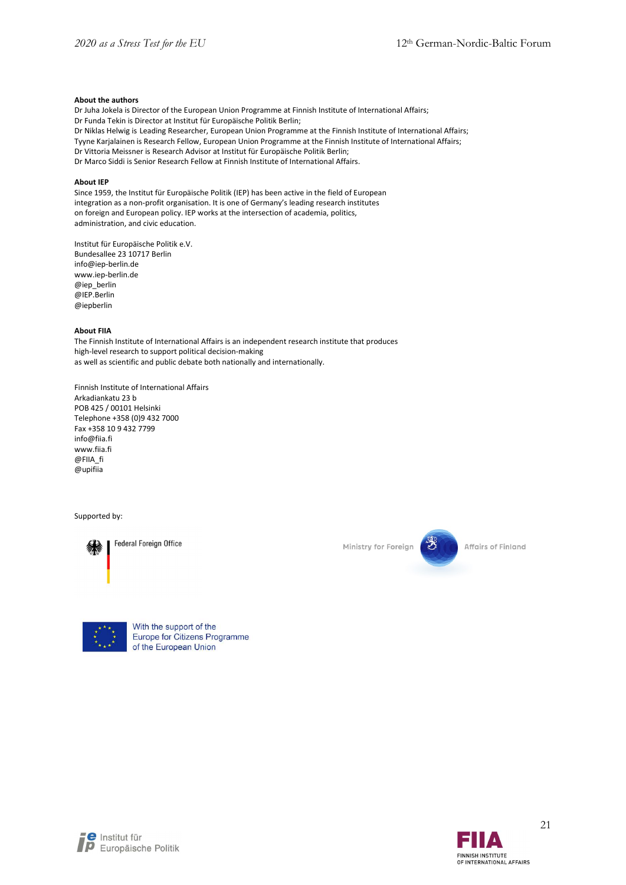**About the authors**

Dr Juha Jokela is Director of the European Union Programme at Finnish Institute of International Affairs;
Dr Funda Tekin is Director at Institut für Europäische Politik Berlin;
Dr Niklas Helwig is Leading Researcher, European Union Programme at the Finnish Institute of International Affairs;
Tyyne Karjalainen is Research Fellow, European Union Programme at the Finnish Institute of International Affairs;
Dr Vittoria Meissner is Research Advisor at Institut für Europäische Politik Berlin;
Dr Marco Siddi is Senior Research Fellow at Finnish Institute of International Affairs.

**About IEP**

Since 1959, the Institut für Europäische Politik (IEP) has been active in the field of European integration as a non-profit organisation. It is one of Germany's leading research institutes on foreign and European policy. IEP works at the intersection of academia, politics, administration, and civic education.

Institut für Europäische Politik e.V.
Bundesallee 23 10717 Berlin
info@iep-berlin.de
www.iep-berlin.de
@iep_berlin
@IEP.Berlin
@iepberlin

**About FIIA**

The Finnish Institute of International Affairs is an independent research institute that produces high-level research to support political decision-making as well as scientific and public debate both nationally and internationally.

Finnish Institute of International Affairs
Arkadiankatu 23 b
POB 425 / 00101 Helsinki
Telephone +358 (0)9 432 7000
Fax +358 10 9 432 7799
info@fiia.fi
www.fiia.fi
@FIIA_fi
@upifiia

Supported by:

Federal Foreign Office

Ministry for Foreign Affairs of Finland

With the support of the Europe for Citizens Programme of the European Union

Institut für Europäische Politik

FIIA
FINNISH INSTITUTE OF INTERNATIONAL AFFAIRS